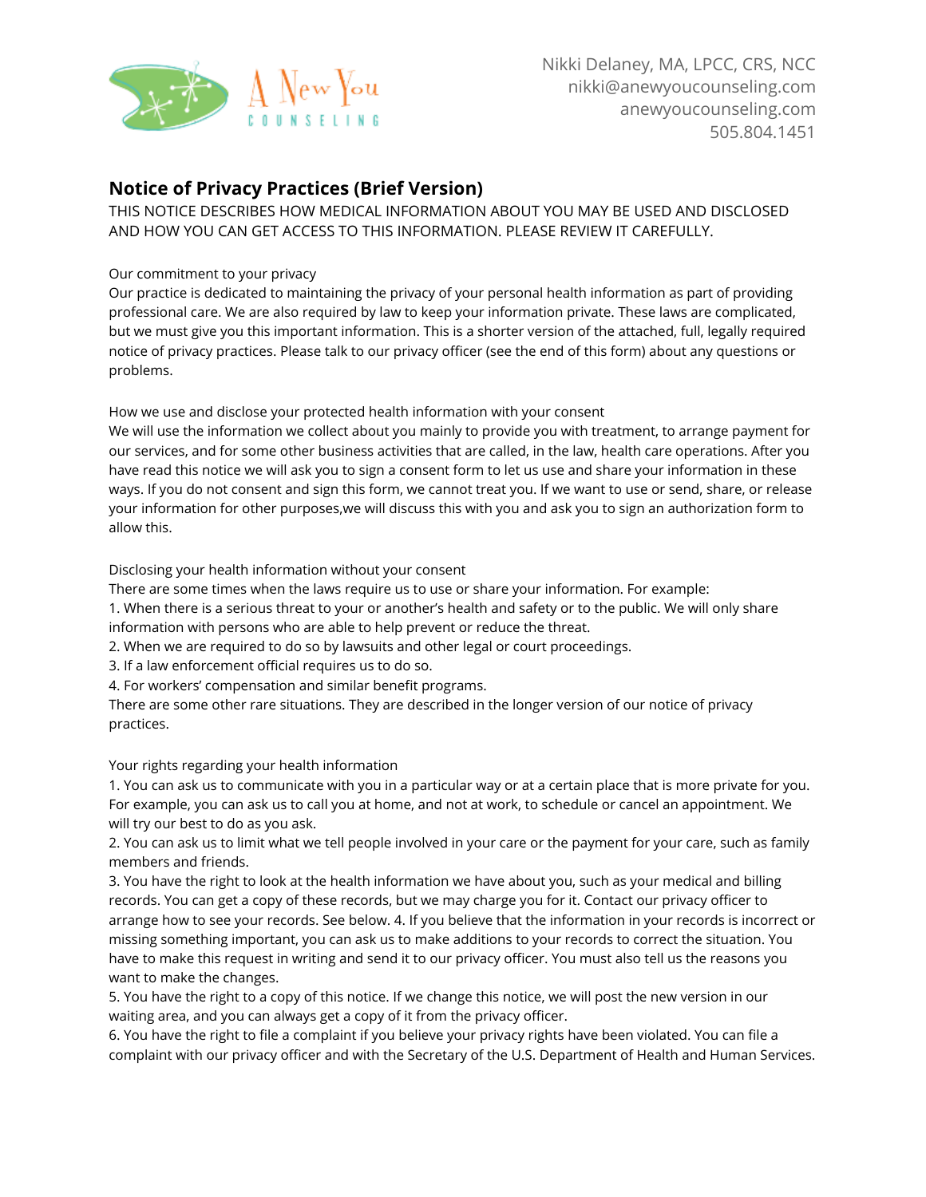A New You COUNSELING

Nikki Delaney, MA, LPCC, CRS, NCC
nikki@anewyoucounseling.com
anewyoucounseling.com
505.804.1451

## Notice of Privacy Practices (Brief Version)

THIS NOTICE DESCRIBES HOW MEDICAL INFORMATION ABOUT YOU MAY BE USED AND DISCLOSED AND HOW YOU CAN GET ACCESS TO THIS INFORMATION. PLEASE REVIEW IT CAREFULLY.

Our commitment to your privacy

Our practice is dedicated to maintaining the privacy of your personal health information as part of providing professional care. We are also required by law to keep your information private. These laws are complicated, but we must give you this important information. This is a shorter version of the attached, full, legally required notice of privacy practices. Please talk to our privacy officer (see the end of this form) about any questions or problems.

How we use and disclose your protected health information with your consent

We will use the information we collect about you mainly to provide you with treatment, to arrange payment for our services, and for some other business activities that are called, in the law, health care operations. After you have read this notice we will ask you to sign a consent form to let us use and share your information in these ways. If you do not consent and sign this form, we cannot treat you. If we want to use or send, share, or release your information for other purposes,we will discuss this with you and ask you to sign an authorization form to allow this.

Disclosing your health information without your consent

There are some times when the laws require us to use or share your information. For example:

1. When there is a serious threat to your or another's health and safety or to the public. We will only share information with persons who are able to help prevent or reduce the threat.
2. When we are required to do so by lawsuits and other legal or court proceedings.
3. If a law enforcement official requires us to do so.
4. For workers' compensation and similar benefit programs.

There are some other rare situations. They are described in the longer version of our notice of privacy practices.

Your rights regarding your health information

1. You can ask us to communicate with you in a particular way or at a certain place that is more private for you. For example, you can ask us to call you at home, and not at work, to schedule or cancel an appointment. We will try our best to do as you ask.
2. You can ask us to limit what we tell people involved in your care or the payment for your care, such as family members and friends.
3. You have the right to look at the health information we have about you, such as your medical and billing records. You can get a copy of these records, but we may charge you for it. Contact our privacy officer to arrange how to see your records. See below.
4. If you believe that the information in your records is incorrect or missing something important, you can ask us to make additions to your records to correct the situation. You have to make this request in writing and send it to our privacy officer. You must also tell us the reasons you want to make the changes.
5. You have the right to a copy of this notice. If we change this notice, we will post the new version in our waiting area, and you can always get a copy of it from the privacy officer.
6. You have the right to file a complaint if you believe your privacy rights have been violated. You can file a complaint with our privacy officer and with the Secretary of the U.S. Department of Health and Human Services.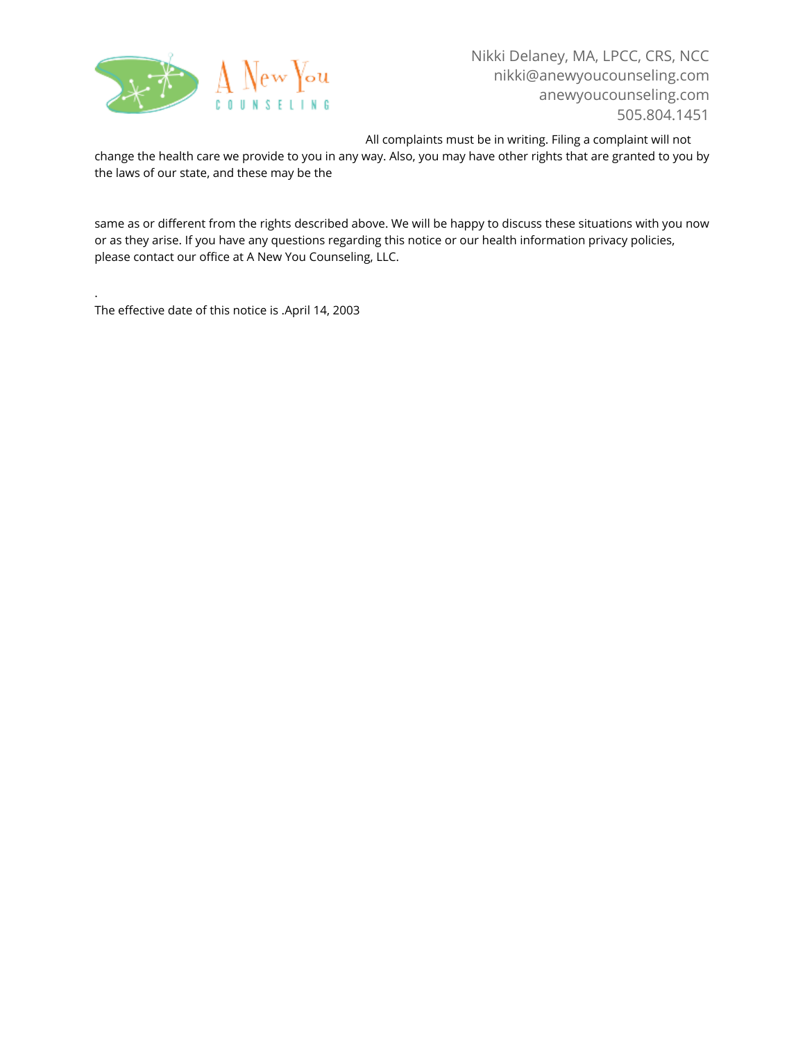All complaints must be in writing. Filing a complaint will not change the health care we provide to you in any way. Also, you may have other rights that are granted to you by the laws of our state, and these may be the

same as or different from the rights described above. We will be happy to discuss these situations with you now or as they arise. If you have any questions regarding this notice or our health information privacy policies, please contact our office at A New You Counseling, LLC.

.

The effective date of this notice is .April 14, 2003